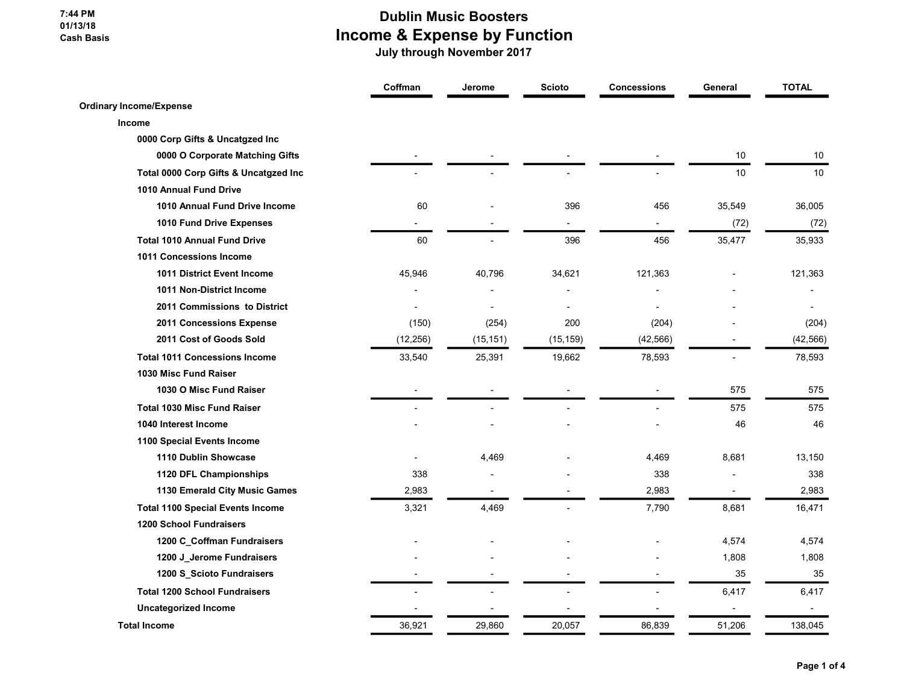7:44 PM
01/13/18
Cash Basis

# Dublin Music Boosters

## Income & Expense by Function

### July through November 2017

| | Coffman | Jerome | Scioto | Concessions | General | TOTAL |
|---|---|---|---|---|---|---|
| **Ordinary Income/Expense** | | | | | | |
| **Income** | | | | | | |
| **0000 Corp Gifts & Uncatgzed Inc** | | | | | | |
| **0000 O Corporate Matching Gifts** | - | - | - | - | 10 | 10 |
| **Total 0000 Corp Gifts & Uncatgzed Inc** | - | - | - | - | 10 | 10 |
| **1010 Annual Fund Drive** | | | | | | |
| **1010 Annual Fund Drive Income** | 60 | - | 396 | 456 | 35,549 | 36,005 |
| **1010 Fund Drive Expenses** | - | - | - | - | (72) | (72) |
| **Total 1010 Annual Fund Drive** | 60 | - | 396 | 456 | 35,477 | 35,933 |
| **1011 Concessions Income** | | | | | | |
| **1011 District Event Income** | 45,946 | 40,796 | 34,621 | 121,363 | - | 121,363 |
| **1011 Non-District Income** | - | - | - | - | - | - |
| **2011 Commissions to District** | - | - | - | - | - | - |
| **2011 Concessions Expense** | (150) | (254) | 200 | (204) | - | (204) |
| **2011 Cost of Goods Sold** | (12,256) | (15,151) | (15,159) | (42,566) | - | (42,566) |
| **Total 1011 Concessions Income** | 33,540 | 25,391 | 19,662 | 78,593 | - | 78,593 |
| **1030 Misc Fund Raiser** | | | | | | |
| **1030 O Misc Fund Raiser** | - | - | - | - | 575 | 575 |
| **Total 1030 Misc Fund Raiser** | - | - | - | - | 575 | 575 |
| **1040 Interest Income** | - | - | - | - | 46 | 46 |
| **1100 Special Events Income** | | | | | | |
| **1110 Dublin Showcase** | - | 4,469 | - | 4,469 | 8,681 | 13,150 |
| **1120 DFL Championships** | 338 | - | - | 338 | - | 338 |
| **1130 Emerald City Music Games** | 2,983 | - | - | 2,983 | - | 2,983 |
| **Total 1100 Special Events Income** | 3,321 | 4,469 | - | 7,790 | 8,681 | 16,471 |
| **1200 School Fundraisers** | | | | | | |
| **1200 C_Coffman Fundraisers** | - | - | - | - | 4,574 | 4,574 |
| **1200 J_Jerome Fundraisers** | - | - | - | - | 1,808 | 1,808 |
| **1200 S_Scioto Fundraisers** | - | - | - | - | 35 | 35 |
| **Total 1200 School Fundraisers** | - | - | - | - | 6,417 | 6,417 |
| **Uncategorized Income** | - | - | - | - | - | - |
| **Total Income** | 36,921 | 29,860 | 20,057 | 86,839 | 51,206 | 138,045 |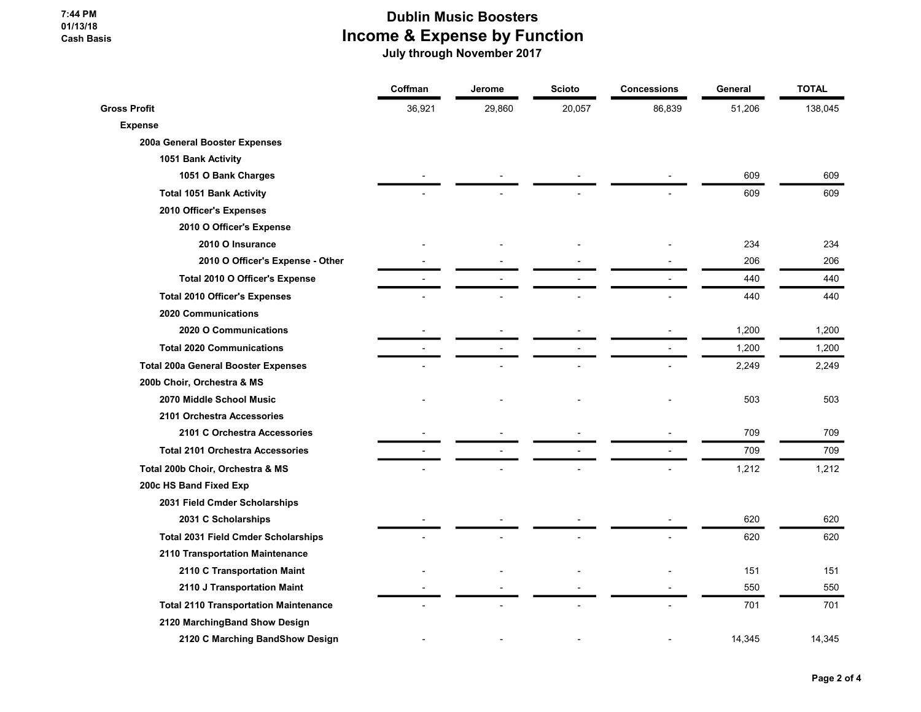# Dublin Music Boosters
## Income & Expense by Function
### July through November 2017

7:44 PM
01/13/18
Cash Basis

| | Coffman | Jerome | Scioto | Concessions | General | TOTAL |
|---|---|---|---|---|---|---|
| **Gross Profit** | 36,921 | 29,860 | 20,057 | 86,839 | 51,206 | 138,045 |
| **Expense** | | | | | | |
| **200a General Booster Expenses** | | | | | | |
| **1051 Bank Activity** | | | | | | |
| **1051 O Bank Charges** | - | - | - | - | 609 | 609 |
| **Total 1051 Bank Activity** | - | - | - | - | 609 | 609 |
| **2010 Officer's Expenses** | | | | | | |
| **2010 O Officer's Expense** | | | | | | |
| **2010 O Insurance** | - | - | - | - | 234 | 234 |
| **2010 O Officer's Expense - Other** | - | - | - | - | 206 | 206 |
| **Total 2010 O Officer's Expense** | - | - | - | - | 440 | 440 |
| **Total 2010 Officer's Expenses** | - | - | - | - | 440 | 440 |
| **2020 Communications** | | | | | | |
| **2020 O Communications** | - | - | - | - | 1,200 | 1,200 |
| **Total 2020 Communications** | - | - | - | - | 1,200 | 1,200 |
| **Total 200a General Booster Expenses** | - | - | - | - | 2,249 | 2,249 |
| **200b Choir, Orchestra & MS** | | | | | | |
| **2070 Middle School Music** | - | - | - | - | 503 | 503 |
| **2101 Orchestra Accessories** | | | | | | |
| **2101 C Orchestra Accessories** | - | - | - | - | 709 | 709 |
| **Total 2101 Orchestra Accessories** | - | - | - | - | 709 | 709 |
| **Total 200b Choir, Orchestra & MS** | - | - | - | - | 1,212 | 1,212 |
| **200c HS Band Fixed Exp** | | | | | | |
| **2031 Field Cmder Scholarships** | | | | | | |
| **2031 C Scholarships** | - | - | - | - | 620 | 620 |
| **Total 2031 Field Cmder Scholarships** | - | - | - | - | 620 | 620 |
| **2110 Transportation Maintenance** | | | | | | |
| **2110 C Transportation Maint** | - | - | - | - | 151 | 151 |
| **2110 J Transportation Maint** | - | - | - | - | 550 | 550 |
| **Total 2110 Transportation Maintenance** | - | - | - | - | 701 | 701 |
| **2120 MarchingBand Show Design** | | | | | | |
| **2120 C Marching BandShow Design** | - | - | - | - | 14,345 | 14,345 |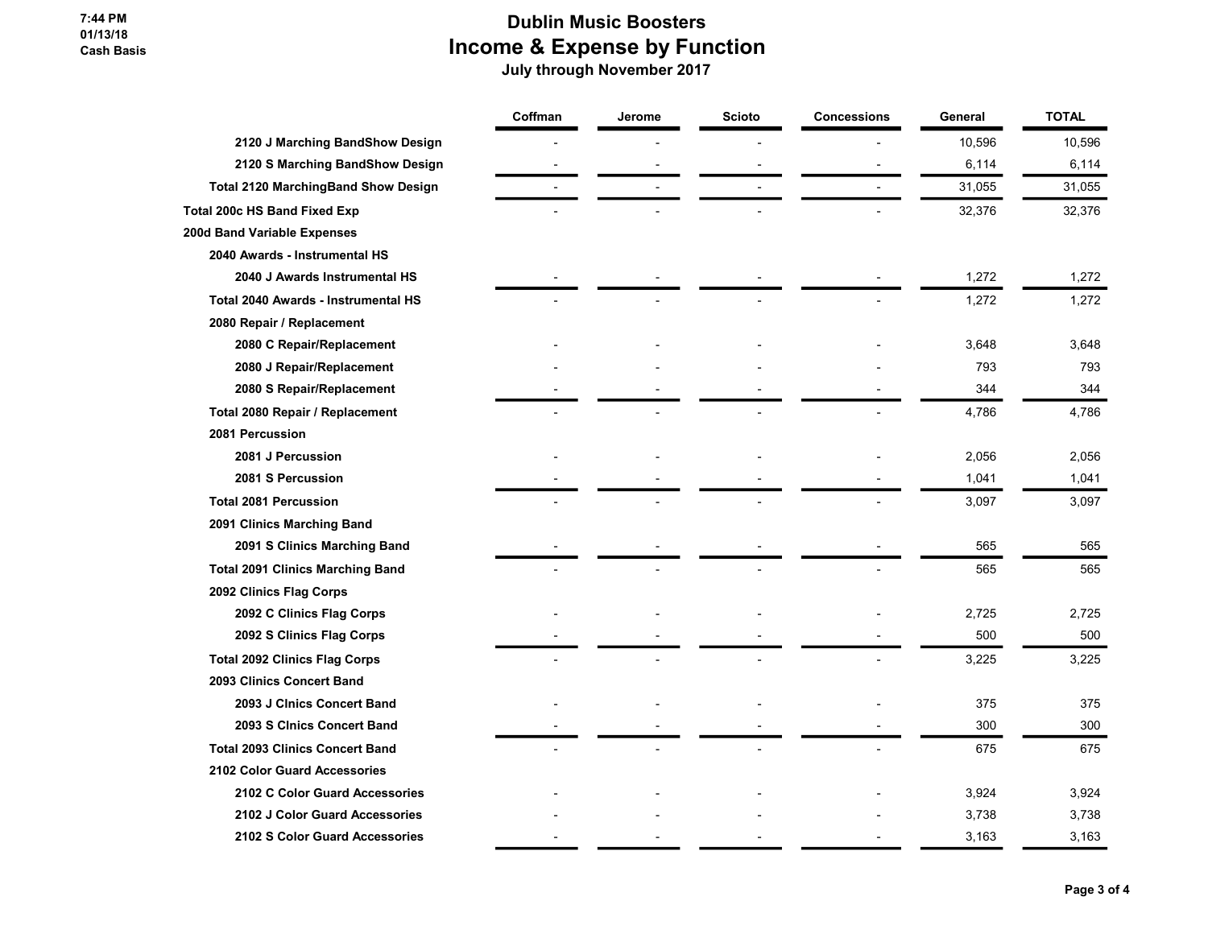# Dublin Music Boosters
## Income & Expense by Function
**July through November 2017**

7:44 PM
01/13/18
Cash Basis

| | Coffman | Jerome | Scioto | Concessions | General | TOTAL |
|---|---|---|---|---|---|---|
| 2120 J Marching BandShow Design | - | - | - | - | 10,596 | 10,596 |
| 2120 S Marching BandShow Design | - | - | - | - | 6,114 | 6,114 |
| Total 2120 MarchingBand Show Design | - | - | - | - | 31,055 | 31,055 |
| Total 200c HS Band Fixed Exp | - | - | - | - | 32,376 | 32,376 |
| 200d Band Variable Expenses | | | | | | |
| 2040 Awards - Instrumental HS | | | | | | |
| 2040 J Awards Instrumental HS | - | - | - | - | 1,272 | 1,272 |
| Total 2040 Awards - Instrumental HS | - | - | - | - | 1,272 | 1,272 |
| 2080 Repair / Replacement | | | | | | |
| 2080 C Repair/Replacement | - | - | - | - | 3,648 | 3,648 |
| 2080 J Repair/Replacement | - | - | - | - | 793 | 793 |
| 2080 S Repair/Replacement | - | - | - | - | 344 | 344 |
| Total 2080 Repair / Replacement | - | - | - | - | 4,786 | 4,786 |
| 2081 Percussion | | | | | | |
| 2081 J Percussion | - | - | - | - | 2,056 | 2,056 |
| 2081 S Percussion | - | - | - | - | 1,041 | 1,041 |
| Total 2081 Percussion | - | - | - | - | 3,097 | 3,097 |
| 2091 Clinics Marching Band | | | | | | |
| 2091 S Clinics Marching Band | - | - | - | - | 565 | 565 |
| Total 2091 Clinics Marching Band | - | - | - | - | 565 | 565 |
| 2092 Clinics Flag Corps | | | | | | |
| 2092 C Clinics Flag Corps | - | - | - | - | 2,725 | 2,725 |
| 2092 S Clinics Flag Corps | - | - | - | - | 500 | 500 |
| Total 2092 Clinics Flag Corps | - | - | - | - | 3,225 | 3,225 |
| 2093 Clinics Concert Band | | | | | | |
| 2093 J Clnics Concert Band | - | - | - | - | 375 | 375 |
| 2093 S Clnics Concert Band | - | - | - | - | 300 | 300 |
| Total 2093 Clinics Concert Band | - | - | - | - | 675 | 675 |
| 2102 Color Guard Accessories | | | | | | |
| 2102 C Color Guard Accessories | - | - | - | - | 3,924 | 3,924 |
| 2102 J Color Guard Accessories | - | - | - | - | 3,738 | 3,738 |
| 2102 S Color Guard Accessories | - | - | - | - | 3,163 | 3,163 |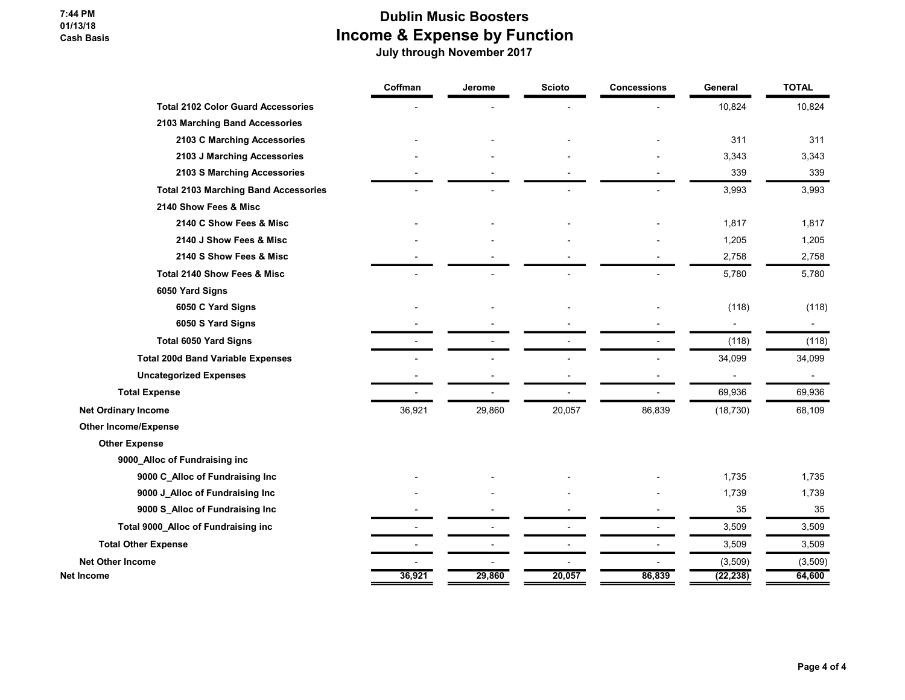7:44 PM
01/13/18
Cash Basis

# Dublin Music Boosters
## Income & Expense by Function
### July through November 2017

| | Coffman | Jerome | Scioto | Concessions | General | TOTAL |
|---|---|---|---|---|---|---|
| Total 2102 Color Guard Accessories | - | - | - | - | 10,824 | 10,824 |
| 2103 Marching Band Accessories | | | | | | |
| 2103 C Marching Accessories | - | - | - | - | 311 | 311 |
| 2103 J Marching Accessories | - | - | - | - | 3,343 | 3,343 |
| 2103 S Marching Accessories | - | - | - | - | 339 | 339 |
| Total 2103 Marching Band Accessories | - | - | - | - | 3,993 | 3,993 |
| 2140 Show Fees & Misc | | | | | | |
| 2140 C Show Fees & Misc | - | - | - | - | 1,817 | 1,817 |
| 2140 J Show Fees & Misc | - | - | - | - | 1,205 | 1,205 |
| 2140 S Show Fees & Misc | - | - | - | - | 2,758 | 2,758 |
| Total 2140 Show Fees & Misc | - | - | - | - | 5,780 | 5,780 |
| 6050 Yard Signs | | | | | | |
| 6050 C Yard Signs | - | - | - | - | (118) | (118) |
| 6050 S Yard Signs | - | - | - | - | - | - |
| Total 6050 Yard Signs | - | - | - | - | (118) | (118) |
| Total 200d Band Variable Expenses | - | - | - | - | 34,099 | 34,099 |
| Uncategorized Expenses | - | - | - | - | - | - |
| Total Expense | - | - | - | - | 69,936 | 69,936 |
| Net Ordinary Income | 36,921 | 29,860 | 20,057 | 86,839 | (18,730) | 68,109 |
| Other Income/Expense | | | | | | |
| Other Expense | | | | | | |
| 9000_Alloc of Fundraising inc | | | | | | |
| 9000 C_Alloc of Fundraising Inc | - | - | - | - | 1,735 | 1,735 |
| 9000 J_Alloc of Fundraising Inc | - | - | - | - | 1,739 | 1,739 |
| 9000 S_Alloc of Fundraising Inc | - | - | - | - | 35 | 35 |
| Total 9000_Alloc of Fundraising inc | - | - | - | - | 3,509 | 3,509 |
| Total Other Expense | - | - | - | - | 3,509 | 3,509 |
| Net Other Income | - | - | - | - | (3,509) | (3,509) |
| Net Income | 36,921 | 29,860 | 20,057 | 86,839 | (22,238) | 64,600 |